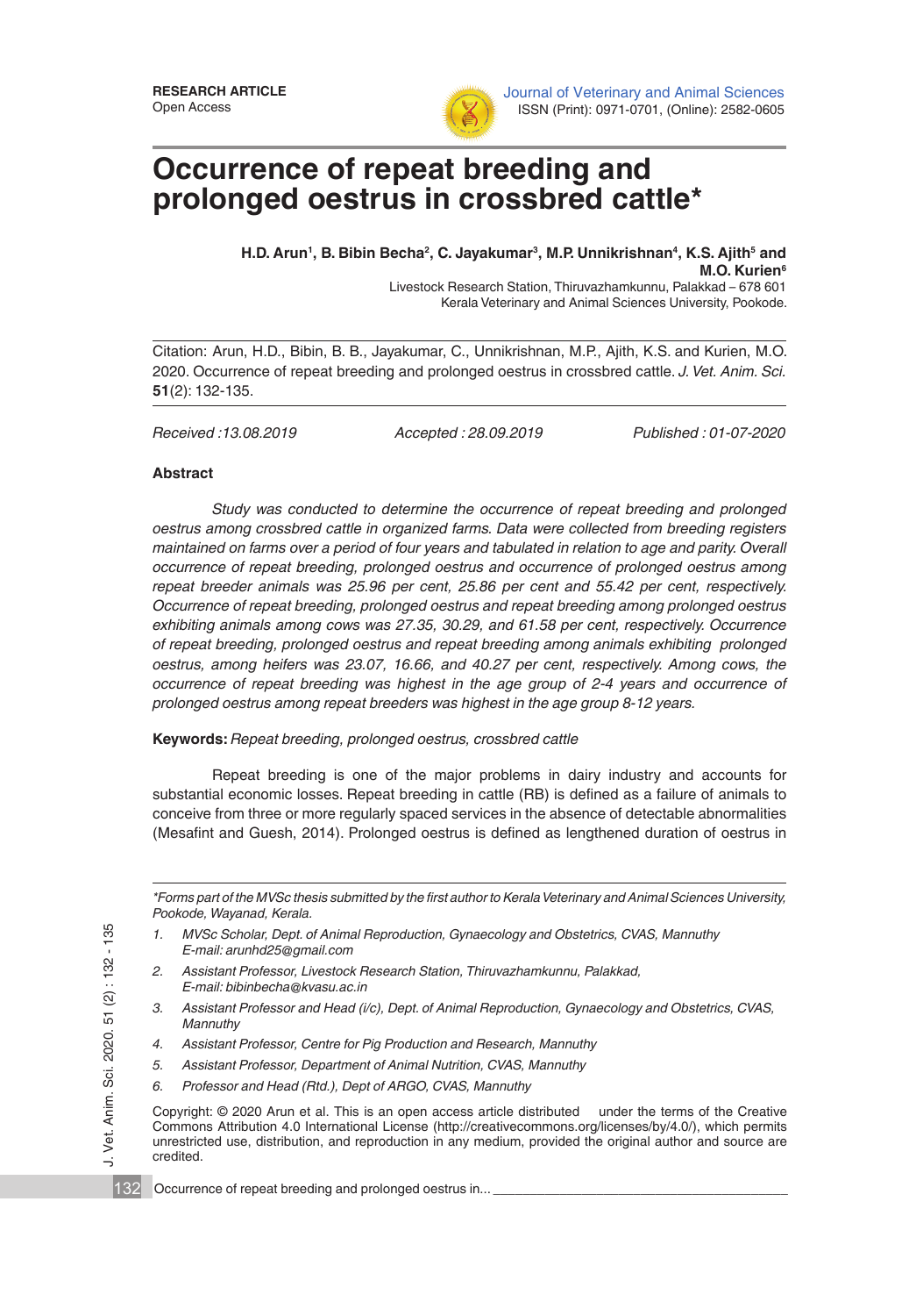RESEARCH ARTICLE
Open Access

Journal of Veterinary and Animal Sciences
ISSN (Print): 0971-0701, (Online): 2582-0605

# Occurrence of repeat breeding and prolonged oestrus in crossbred cattle*

**H.D. Arun[1], B. Bibin Becha[2], C. Jayakumar[3], M.P. Unnikrishnan[4], K.S. Ajith[5] and M.O. Kurien[6]**

Livestock Research Station, Thiruvazhamkunnu, Palakkad – 678 601
Kerala Veterinary and Animal Sciences University, Pookode.

Citation: Arun, H.D., Bibin, B. B., Jayakumar, C., Unnikrishnan, M.P., Ajith, K.S. and Kurien, M.O. 2020. Occurrence of repeat breeding and prolonged oestrus in crossbred cattle. *J. Vet. Anim. Sci.* **51**(2): 132-135.

*Received :13.08.2019* | *Accepted : 28.09.2019* | *Published : 01-07-2020*

## Abstract

*Study was conducted to determine the occurrence of repeat breeding and prolonged oestrus among crossbred cattle in organized farms. Data were collected from breeding registers maintained on farms over a period of four years and tabulated in relation to age and parity. Overall occurrence of repeat breeding, prolonged oestrus and occurrence of prolonged oestrus among repeat breeder animals was 25.96 per cent, 25.86 per cent and 55.42 per cent, respectively. Occurrence of repeat breeding, prolonged oestrus and repeat breeding among prolonged oestrus exhibiting animals among cows was 27.35, 30.29, and 61.58 per cent, respectively. Occurrence of repeat breeding, prolonged oestrus and repeat breeding among animals exhibiting prolonged oestrus, among heifers was 23.07, 16.66, and 40.27 per cent, respectively. Among cows, the occurrence of repeat breeding was highest in the age group of 2-4 years and occurrence of prolonged oestrus among repeat breeders was highest in the age group 8-12 years.*

**Keywords:** *Repeat breeding, prolonged oestrus, crossbred cattle*

Repeat breeding is one of the major problems in dairy industry and accounts for substantial economic losses. Repeat breeding in cattle (RB) is defined as a failure of animals to conceive from three or more regularly spaced services in the absence of detectable abnormalities (Mesafint and Guesh, 2014). Prolonged oestrus is defined as lengthened duration of oestrus in

---

*Forms part of the MVSc thesis submitted by the first author to Kerala Veterinary and Animal Sciences University, Pookode, Wayanad, Kerala.*

1. *MVSc Scholar, Dept. of Animal Reproduction, Gynaecology and Obstetrics, CVAS, Mannuthy E-mail: arunhd25@gmail.com*
2. *Assistant Professor, Livestock Research Station, Thiruvazhamkunnu, Palakkad, E-mail: bibinbecha@kvasu.ac.in*
3. *Assistant Professor and Head (i/c), Dept. of Animal Reproduction, Gynaecology and Obstetrics, CVAS, Mannuthy*
4. *Assistant Professor, Centre for Pig Production and Research, Mannuthy*
5. *Assistant Professor, Department of Animal Nutrition, CVAS, Mannuthy*
6. *Professor and Head (Rtd.), Dept of ARGO, CVAS, Mannuthy*

Copyright: © 2020 Arun et al. This is an open access article distributed under the terms of the Creative Commons Attribution 4.0 International License (http://creativecommons.org/licenses/by/4.0/), which permits unrestricted use, distribution, and reproduction in any medium, provided the original author and source are credited.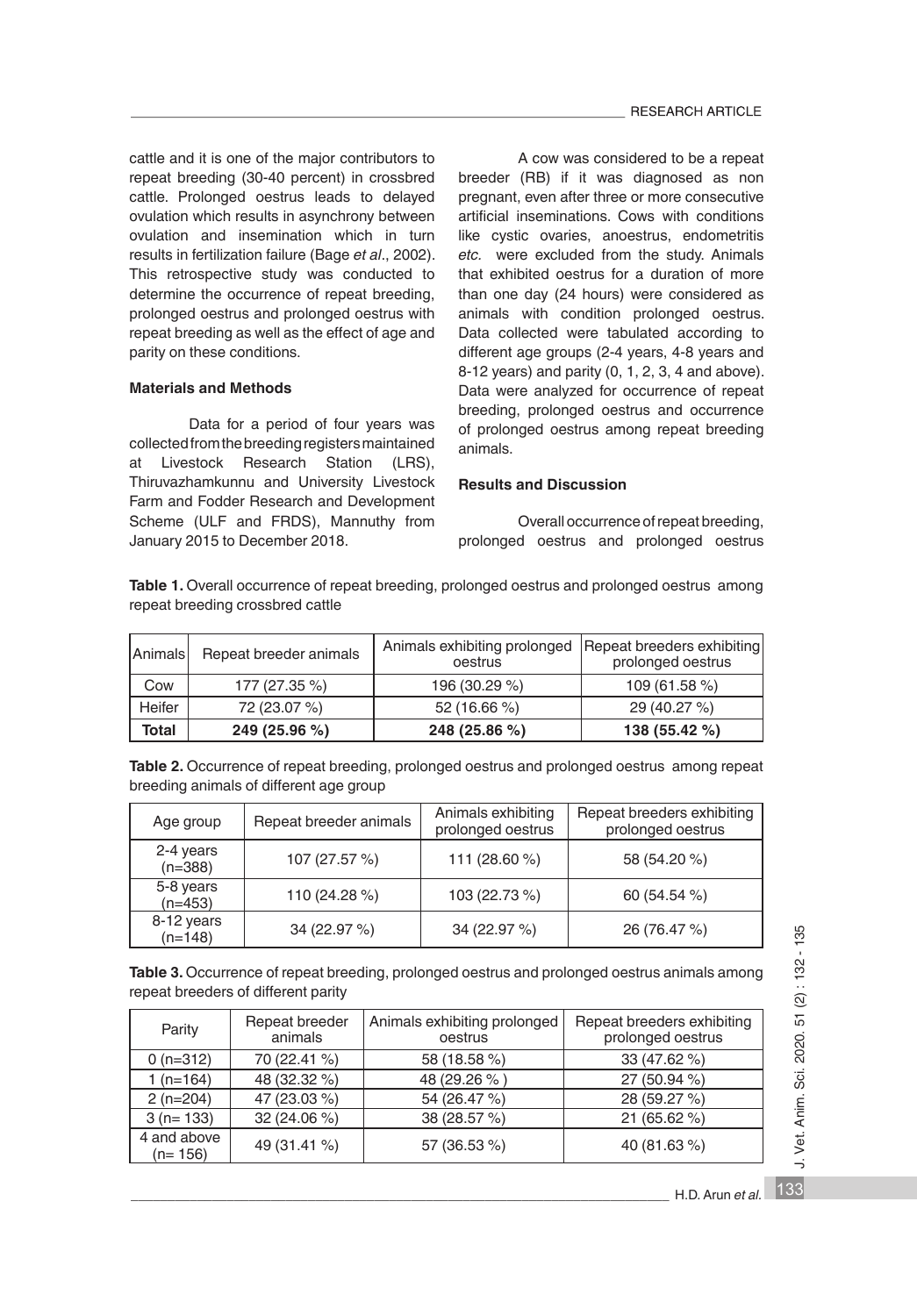cattle and it is one of the major contributors to repeat breeding (30-40 percent) in crossbred cattle. Prolonged oestrus leads to delayed ovulation which results in asynchrony between ovulation and insemination which in turn results in fertilization failure (Bage *et al*., 2002). This retrospective study was conducted to determine the occurrence of repeat breeding, prolonged oestrus and prolonged oestrus with repeat breeding as well as the effect of age and parity on these conditions.

## Materials and Methods

Data for a period of four years was collected from the breeding registers maintained at Livestock Research Station (LRS), Thiruvazhamkunnu and University Livestock Farm and Fodder Research and Development Scheme (ULF and FRDS), Mannuthy from January 2015 to December 2018.

A cow was considered to be a repeat breeder (RB) if it was diagnosed as non pregnant, even after three or more consecutive artificial inseminations. Cows with conditions like cystic ovaries, anoestrus, endometritis *etc.* were excluded from the study. Animals that exhibited oestrus for a duration of more than one day (24 hours) were considered as animals with condition prolonged oestrus. Data collected were tabulated according to different age groups (2-4 years, 4-8 years and 8-12 years) and parity (0, 1, 2, 3, 4 and above). Data were analyzed for occurrence of repeat breeding, prolonged oestrus and occurrence of prolonged oestrus among repeat breeding animals.

## Results and Discussion

Overall occurrence of repeat breeding, prolonged oestrus and prolonged oestrus

**Table 1.** Overall occurrence of repeat breeding, prolonged oestrus and prolonged oestrus among repeat breeding crossbred cattle

| Animals | Repeat breeder animals | Animals exhibiting prolonged oestrus | Repeat breeders exhibiting prolonged oestrus |
|---|---|---|---|
| Cow | 177 (27.35 %) | 196 (30.29 %) | 109 (61.58 %) |
| Heifer | 72 (23.07 %) | 52 (16.66 %) | 29 (40.27 %) |
| **Total** | **249 (25.96 %)** | **248 (25.86 %)** | **138 (55.42 %)** |

**Table 2.** Occurrence of repeat breeding, prolonged oestrus and prolonged oestrus among repeat breeding animals of different age group

| Age group | Repeat breeder animals | Animals exhibiting prolonged oestrus | Repeat breeders exhibiting prolonged oestrus |
|---|---|---|---|
| 2-4 years (n=388) | 107 (27.57 %) | 111 (28.60 %) | 58 (54.20 %) |
| 5-8 years (n=453) | 110 (24.28 %) | 103 (22.73 %) | 60 (54.54 %) |
| 8-12 years (n=148) | 34 (22.97 %) | 34 (22.97 %) | 26 (76.47 %) |

**Table 3.** Occurrence of repeat breeding, prolonged oestrus and prolonged oestrus animals among repeat breeders of different parity

| Parity | Repeat breeder animals | Animals exhibiting prolonged oestrus | Repeat breeders exhibiting prolonged oestrus |
|---|---|---|---|
| 0 (n=312) | 70 (22.41 %) | 58 (18.58 %) | 33 (47.62 %) |
| 1 (n=164) | 48 (32.32 %) | 48 (29.26 % ) | 27 (50.94 %) |
| 2 (n=204) | 47 (23.03 %) | 54 (26.47 %) | 28 (59.27 %) |
| 3 (n= 133) | 32 (24.06 %) | 38 (28.57 %) | 21 (65.62 %) |
| 4 and above (n= 156) | 49 (31.41 %) | 57 (36.53 %) | 40 (81.63 %) |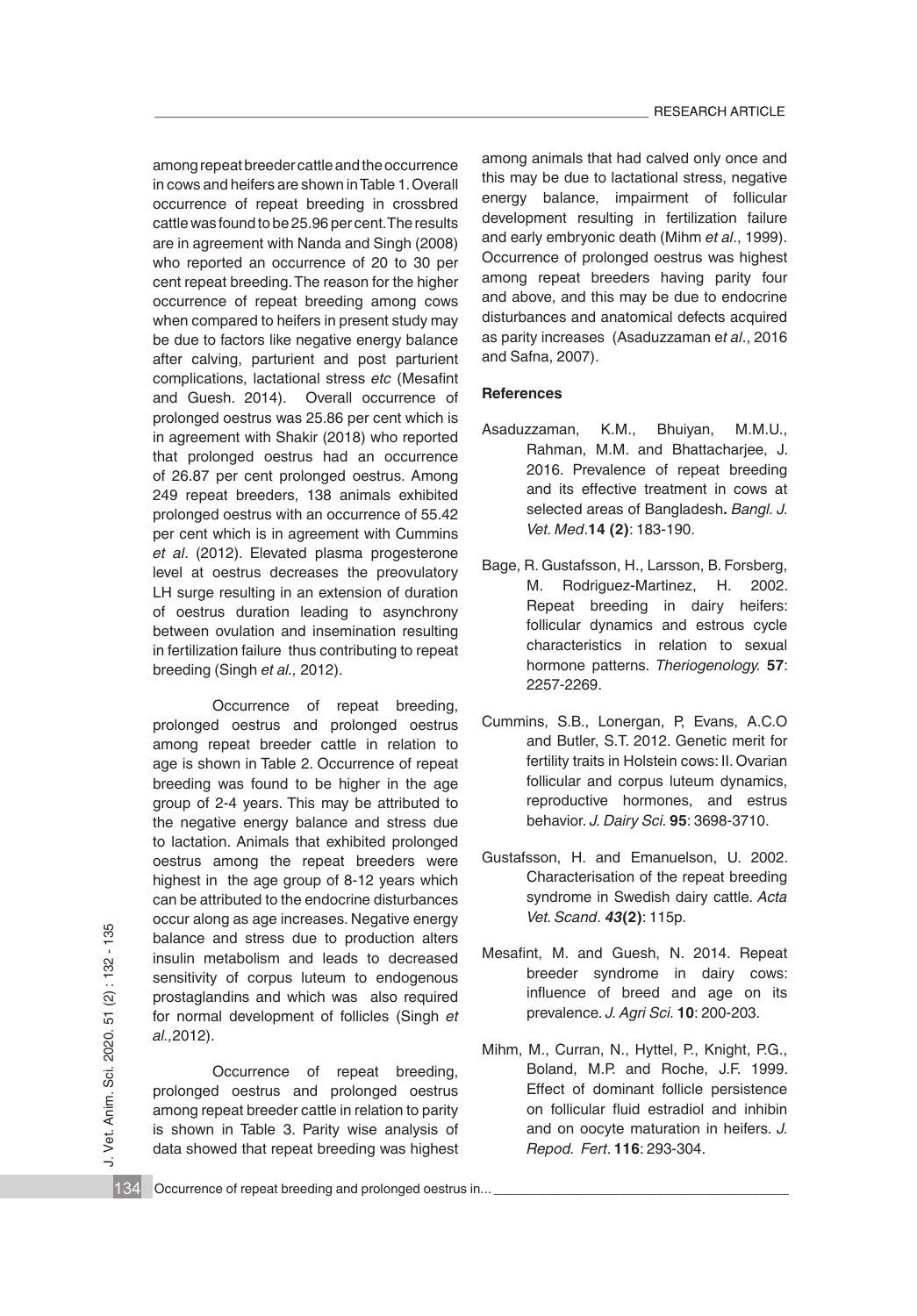among repeat breeder cattle and the occurrence in cows and heifers are shown in Table 1. Overall occurrence of repeat breeding in crossbred cattle was found to be 25.96 per cent. The results are in agreement with Nanda and Singh (2008) who reported an occurrence of 20 to 30 per cent repeat breeding. The reason for the higher occurrence of repeat breeding among cows when compared to heifers in present study may be due to factors like negative energy balance after calving, parturient and post parturient complications, lactational stress *etc* (Mesafint and Guesh. 2014). Overall occurrence of prolonged oestrus was 25.86 per cent which is in agreement with Shakir (2018) who reported that prolonged oestrus had an occurrence of 26.87 per cent prolonged oestrus. Among 249 repeat breeders, 138 animals exhibited prolonged oestrus with an occurrence of 55.42 per cent which is in agreement with Cummins *et al*. (2012). Elevated plasma progesterone level at oestrus decreases the preovulatory LH surge resulting in an extension of duration of oestrus duration leading to asynchrony between ovulation and insemination resulting in fertilization failure thus contributing to repeat breeding (Singh *et al.,* 2012).

Occurrence of repeat breeding, prolonged oestrus and prolonged oestrus among repeat breeder cattle in relation to age is shown in Table 2. Occurrence of repeat breeding was found to be higher in the age group of 2-4 years. This may be attributed to the negative energy balance and stress due to lactation. Animals that exhibited prolonged oestrus among the repeat breeders were highest in the age group of 8-12 years which can be attributed to the endocrine disturbances occur along as age increases. Negative energy balance and stress due to production alters insulin metabolism and leads to decreased sensitivity of corpus luteum to endogenous prostaglandins and which was also required for normal development of follicles (Singh *et al.,*2012).

Occurrence of repeat breeding, prolonged oestrus and prolonged oestrus among repeat breeder cattle in relation to parity is shown in Table 3. Parity wise analysis of data showed that repeat breeding was highest among animals that had calved only once and this may be due to lactational stress, negative energy balance, impairment of follicular development resulting in fertilization failure and early embryonic death (Mihm *et al*., 1999). Occurrence of prolonged oestrus was highest among repeat breeders having parity four and above, and this may be due to endocrine disturbances and anatomical defects acquired as parity increases (Asaduzzaman e*t al*., 2016 and Safna, 2007).

### References

Asaduzzaman, K.M., Bhuiyan, M.M.U., Rahman, M.M. and Bhattacharjee, J. 2016. Prevalence of repeat breeding and its effective treatment in cows at selected areas of Bangladesh**.** *Bangl. J. Vet. Med*.**14 (2)**: 183-190.

Bage, R. Gustafsson, H., Larsson, B. Forsberg, M. Rodriguez-Martinez, H. 2002. Repeat breeding in dairy heifers: follicular dynamics and estrous cycle characteristics in relation to sexual hormone patterns. *Theriogenology.* **57**: 2257-2269.

Cummins, S.B., Lonergan, P, Evans, A.C.O and Butler, S.T. 2012. Genetic merit for fertility traits in Holstein cows: II. Ovarian follicular and corpus luteum dynamics, reproductive hormones, and estrus behavior. *J. Dairy Sci.* **95**: 3698-3710.

Gustafsson, H. and Emanuelson, U. 2002. Characterisation of the repeat breeding syndrome in Swedish dairy cattle. *Acta Vet. Scand*. ***43*****(2)**: 115p.

Mesafint, M. and Guesh, N. 2014. Repeat breeder syndrome in dairy cows: influence of breed and age on its prevalence. *J. Agri Sci.* **10**: 200-203.

Mihm, M., Curran, N., Hyttel, P., Knight, P.G., Boland, M.P. and Roche, J.F. 1999. Effect of dominant follicle persistence on follicular fluid estradiol and inhibin and on oocyte maturation in heifers. *J. Repod. Fert*. **116**: 293-304.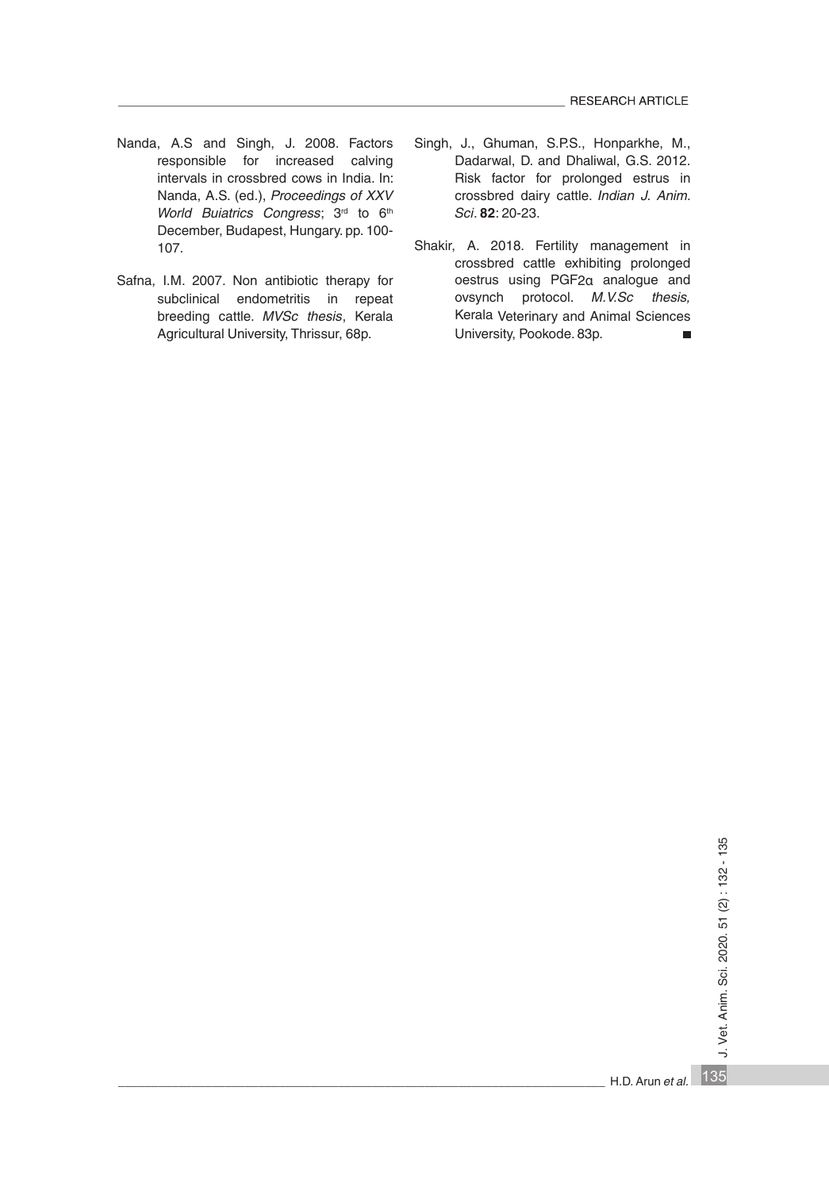Nanda, A.S and Singh, J. 2008. Factors responsible for increased calving intervals in crossbred cows in India. In: Nanda, A.S. (ed.), *Proceedings of XXV World Buiatrics Congress*; 3rd to 6th December, Budapest, Hungary. pp. 100-107.

Safna, I.M. 2007. Non antibiotic therapy for subclinical endometritis in repeat breeding cattle. *MVSc thesis*, Kerala Agricultural University, Thrissur, 68p.

Singh, J., Ghuman, S.P.S., Honparkhe, M., Dadarwal, D. and Dhaliwal, G.S. 2012. Risk factor for prolonged estrus in crossbred dairy cattle. *Indian J. Anim. Sci*. **82**: 20-23.

Shakir, A. 2018. Fertility management in crossbred cattle exhibiting prolonged oestrus using PGF2α analogue and ovsynch protocol. *M.V.Sc thesis,* Kerala Veterinary and Animal Sciences University, Pookode. 83p. ■